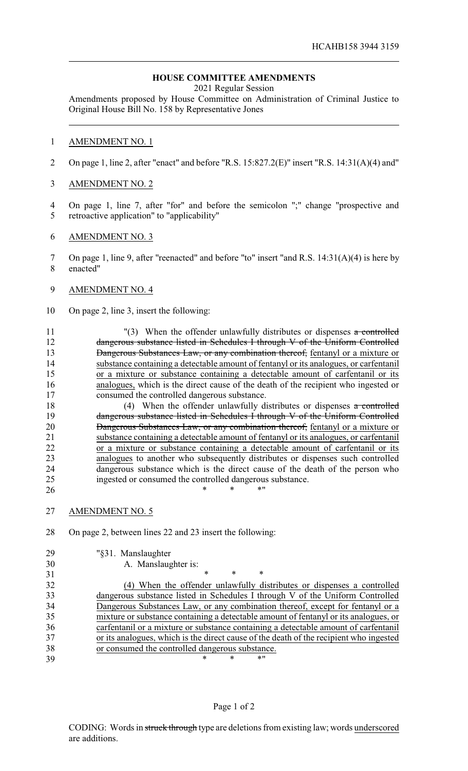HCAHB158 3944 3159

## HOUSE COMMITTEE AMENDMENTS

2021 Regular Session

Amendments proposed by House Committee on Administration of Criminal Justice to Original House Bill No. 158 by Representative Jones

AMENDMENT NO. 1

On page 1, line 2, after "enact" and before "R.S. 15:827.2(E)" insert "R.S. 14:31(A)(4) and"

AMENDMENT NO. 2

On page 1, line 7, after "for" and before the semicolon ";" change "prospective and retroactive application" to "applicability"

AMENDMENT NO. 3

On page 1, line 9, after "reenacted" and before "to" insert "and R.S. 14:31(A)(4) is here by enacted"

AMENDMENT NO. 4

On page 2, line 3, insert the following:

"(3) When the offender unlawfully distributes or dispenses ~~a controlled dangerous substance listed in Schedules I through V of the Uniform Controlled Dangerous Substances Law, or any combination thereof,~~ fentanyl or a mixture or substance containing a detectable amount of fentanyl or its analogues, or carfentanil or a mixture or substance containing a detectable amount of carfentanil or its analogues, which is the direct cause of the death of the recipient who ingested or consumed the controlled dangerous substance.

(4) When the offender unlawfully distributes or dispenses ~~a controlled dangerous substance listed in Schedules I through V of the Uniform Controlled Dangerous Substances Law, or any combination thereof,~~ fentanyl or a mixture or substance containing a detectable amount of fentanyl or its analogues, or carfentanil or a mixture or substance containing a detectable amount of carfentanil or its analogues to another who subsequently distributes or dispenses such controlled dangerous substance which is the direct cause of the death of the person who ingested or consumed the controlled dangerous substance.

\* \* \*"

AMENDMENT NO. 5

On page 2, between lines 22 and 23 insert the following:

"§31. Manslaughter

A. Manslaughter is:

\* \* \*

(4) When the offender unlawfully distributes or dispenses a controlled dangerous substance listed in Schedules I through V of the Uniform Controlled Dangerous Substances Law, or any combination thereof, except for fentanyl or a mixture or substance containing a detectable amount of fentanyl or its analogues, or carfentanil or a mixture or substance containing a detectable amount of carfentanil or its analogues, which is the direct cause of the death of the recipient who ingested or consumed the controlled dangerous substance.

\* \* \*"

CODING: Words in ~~struck through~~ type are deletions from existing law; words underscored are additions.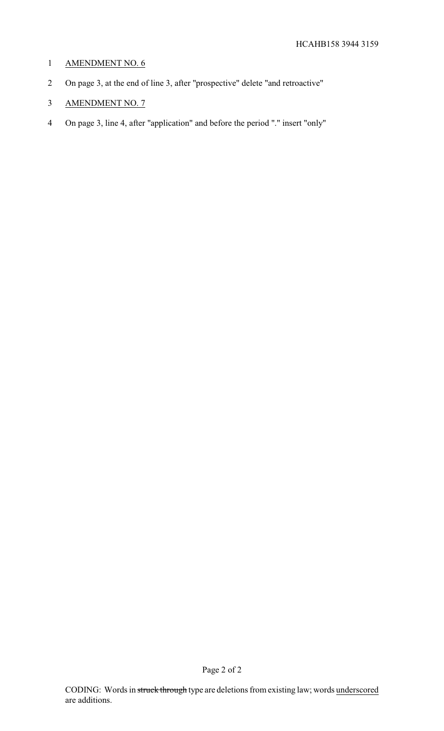AMENDMENT NO. 6

On page 3, at the end of line 3, after "prospective" delete "and retroactive"

AMENDMENT NO. 7

On page 3, line 4, after "application" and before the period "." insert "only"

CODING: Words in ~~struck through~~ type are deletions from existing law; words underscored are additions.